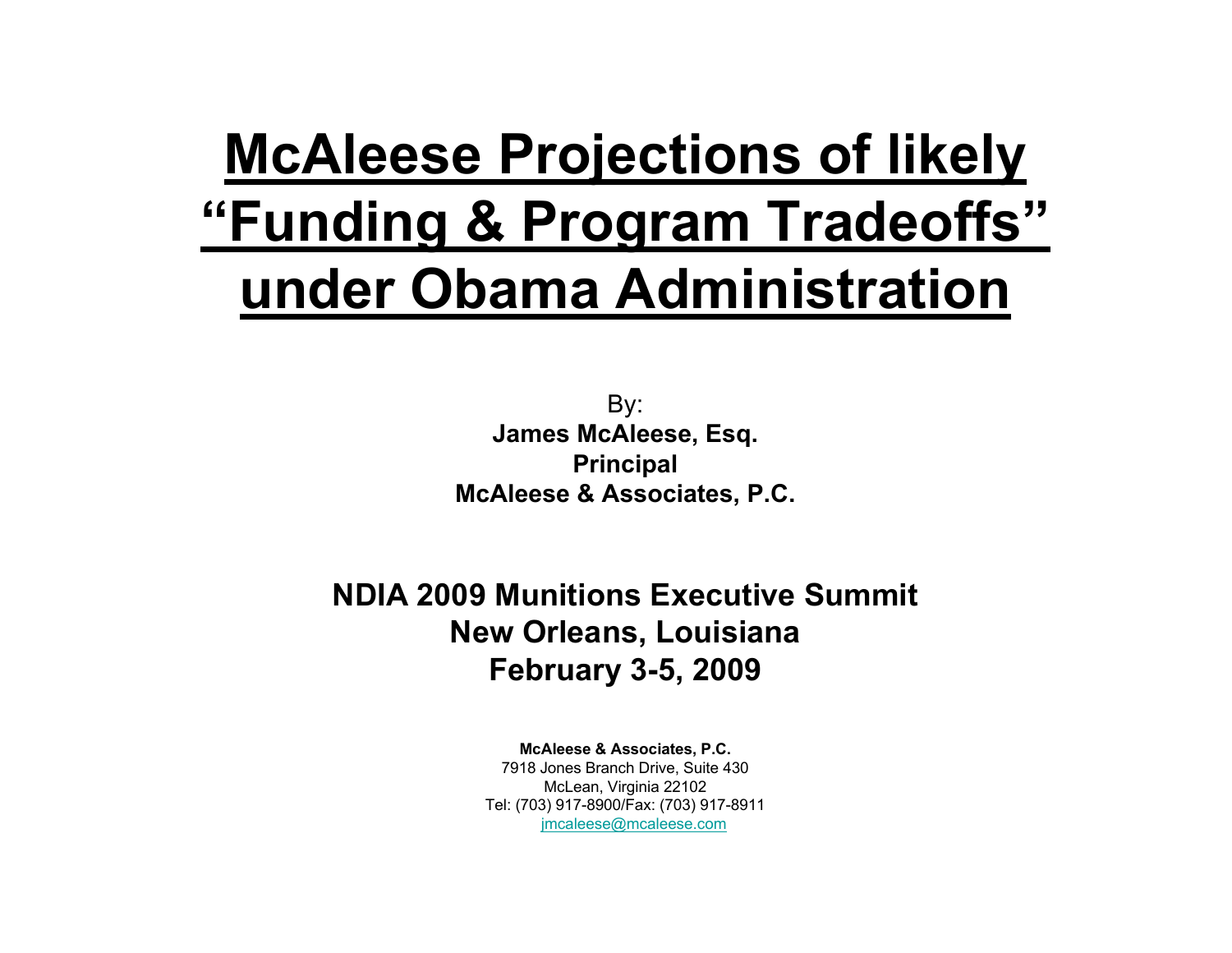# McAleese Projections of likely "Funding & Program Tradeoffs" under Obama Administration

By:

**James McAleese, Esq.**
**Principal**
**McAleese & Associates, P.C.**

**NDIA 2009 Munitions Executive Summit**
**New Orleans, Louisiana**
**February 3-5, 2009**

**McAleese & Associates, P.C.**
7918 Jones Branch Drive, Suite 430
McLean, Virginia 22102
Tel: (703) 917-8900/Fax: (703) 917-8911
jmcaleese@mcaleese.com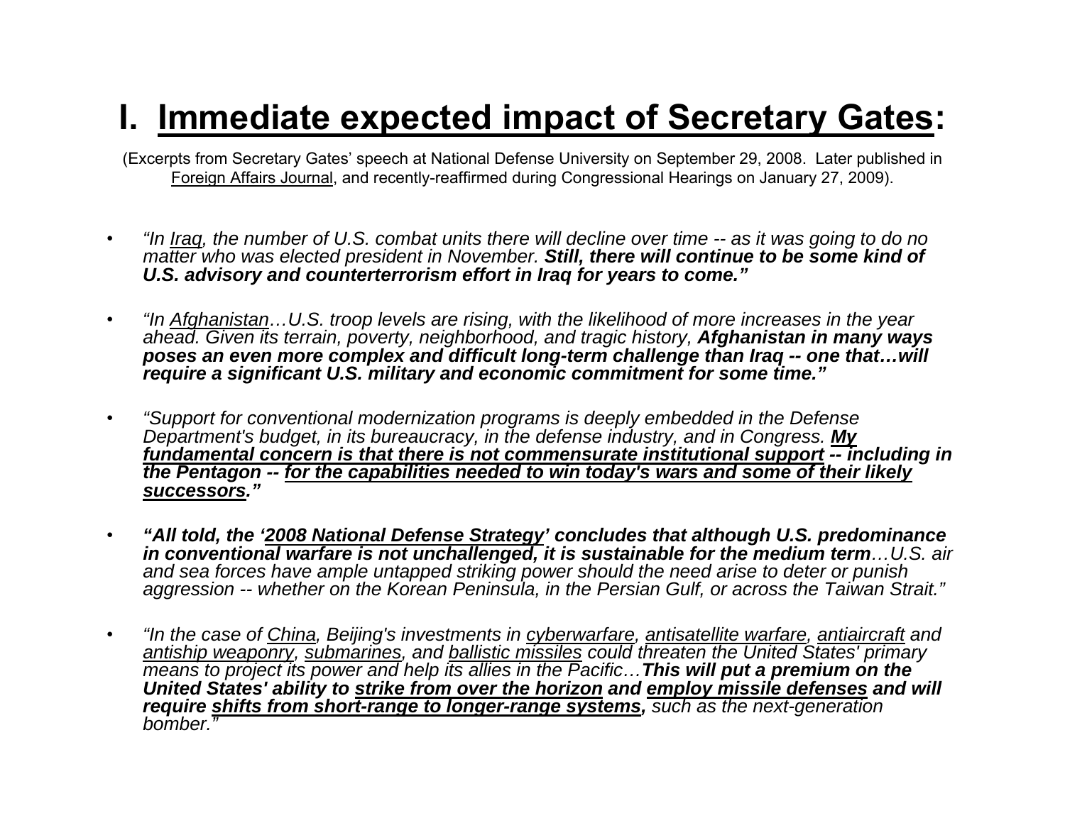# I. <u>Immediate expected impact of Secretary Gates</u>:

(Excerpts from Secretary Gates' speech at National Defense University on September 29, 2008. Later published in <u>Foreign Affairs Journal</u>, and recently-reaffirmed during Congressional Hearings on January 27, 2009).

- *"In <u>Iraq</u>, the number of U.S. combat units there will decline over time -- as it was going to do no matter who was elected president in November.* ***Still, there will continue to be some kind of U.S. advisory and counterterrorism effort in Iraq for years to come."***

- *"In <u>Afghanistan</u>…U.S. troop levels are rising, with the likelihood of more increases in the year ahead. Given its terrain, poverty, neighborhood, and tragic history,* ***Afghanistan in many ways poses an even more complex and difficult long-term challenge than Iraq -- one that…will require a significant U.S. military and economic commitment for some time."***

- *"Support for conventional modernization programs is deeply embedded in the Defense Department's budget, in its bureaucracy, in the defense industry, and in Congress.* ***<u>My fundamental concern is that there is not commensurate institutional support</u> -- including in the Pentagon -- <u>for the capabilities needed to win today's wars and some of their likely successors</u>."***

- ***"All told, the '<u>2008 National Defense Strategy</u>' concludes that although U.S. predominance in conventional warfare is not unchallenged, it is sustainable for the medium term****…U.S. air and sea forces have ample untapped striking power should the need arise to deter or punish aggression -- whether on the Korean Peninsula, in the Persian Gulf, or across the Taiwan Strait."*

- *"In the case of <u>China</u>, Beijing's investments in <u>cyberwarfare</u>, <u>antisatellite warfare</u>, <u>antiaircraft</u> and <u>antiship weaponry</u>, <u>submarines</u>, and <u>ballistic missiles</u> could threaten the United States' primary means to project its power and help its allies in the Pacific…* ***This will put a premium on the United States' ability to <u>strike from over the horizon</u> and <u>employ missile defenses</u> and will require <u>shifts from short-range to longer-range systems</u>,*** *such as the next-generation bomber."*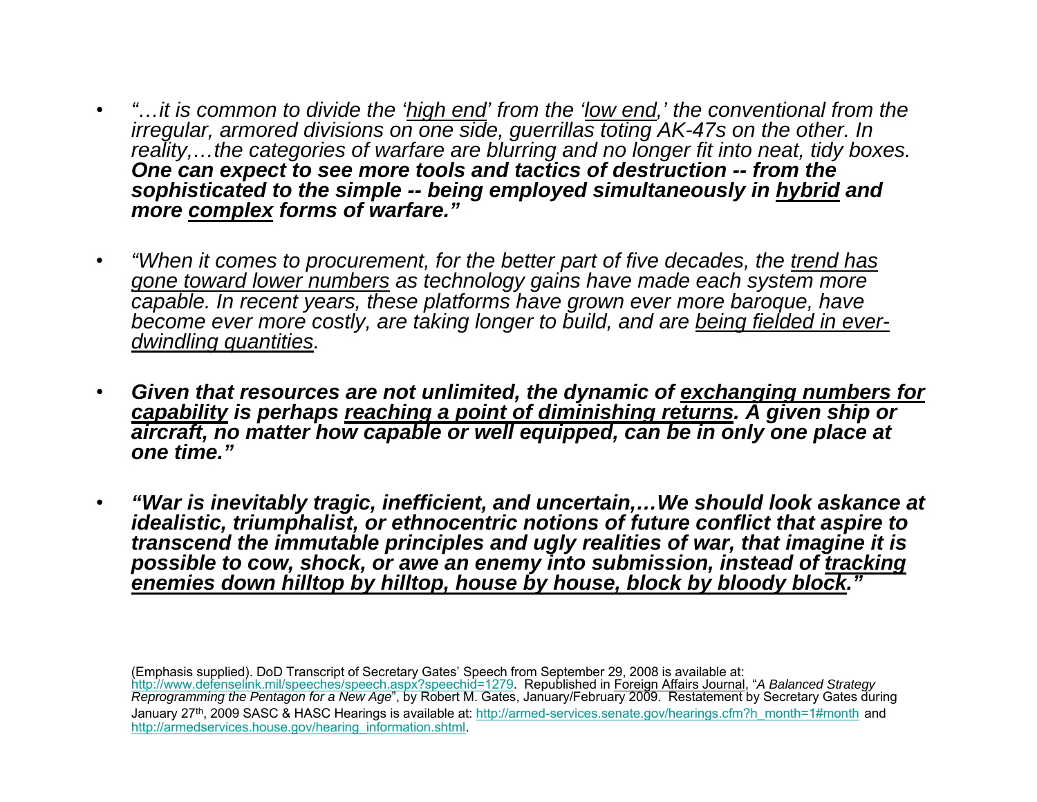- *"…it is common to divide the 'high end' from the 'low end,' the conventional from the irregular, armored divisions on one side, guerrillas toting AK-47s on the other. In reality,…the categories of warfare are blurring and no longer fit into neat, tidy boxes.* ***One can expect to see more tools and tactics of destruction -- from the sophisticated to the simple -- being employed simultaneously in hybrid and more complex forms of warfare."***

- *"When it comes to procurement, for the better part of five decades, the trend has gone toward lower numbers as technology gains have made each system more capable. In recent years, these platforms have grown ever more baroque, have become ever more costly, are taking longer to build, and are being fielded in ever-dwindling quantities.*

- ***Given that resources are not unlimited, the dynamic of exchanging numbers for capability is perhaps reaching a point of diminishing returns. A given ship or aircraft, no matter how capable or well equipped, can be in only one place at one time."***

- ***"War is inevitably tragic, inefficient, and uncertain,…We should look askance at idealistic, triumphalist, or ethnocentric notions of future conflict that aspire to transcend the immutable principles and ugly realities of war, that imagine it is possible to cow, shock, or awe an enemy into submission, instead of tracking enemies down hilltop by hilltop, house by house, block by bloody block."***

(Emphasis supplied). DoD Transcript of Secretary Gates' Speech from September 29, 2008 is available at: http://www.defenselink.mil/speeches/speech.aspx?speechid=1279. Republished in Foreign Affairs Journal, "*A Balanced Strategy Reprogramming the Pentagon for a New Age*", by Robert M. Gates, January/February 2009. Restatement by Secretary Gates during January 27th, 2009 SASC & HASC Hearings is available at: http://armed-services.senate.gov/hearings.cfm?h_month=1#month and http://armedservices.house.gov/hearing_information.shtml.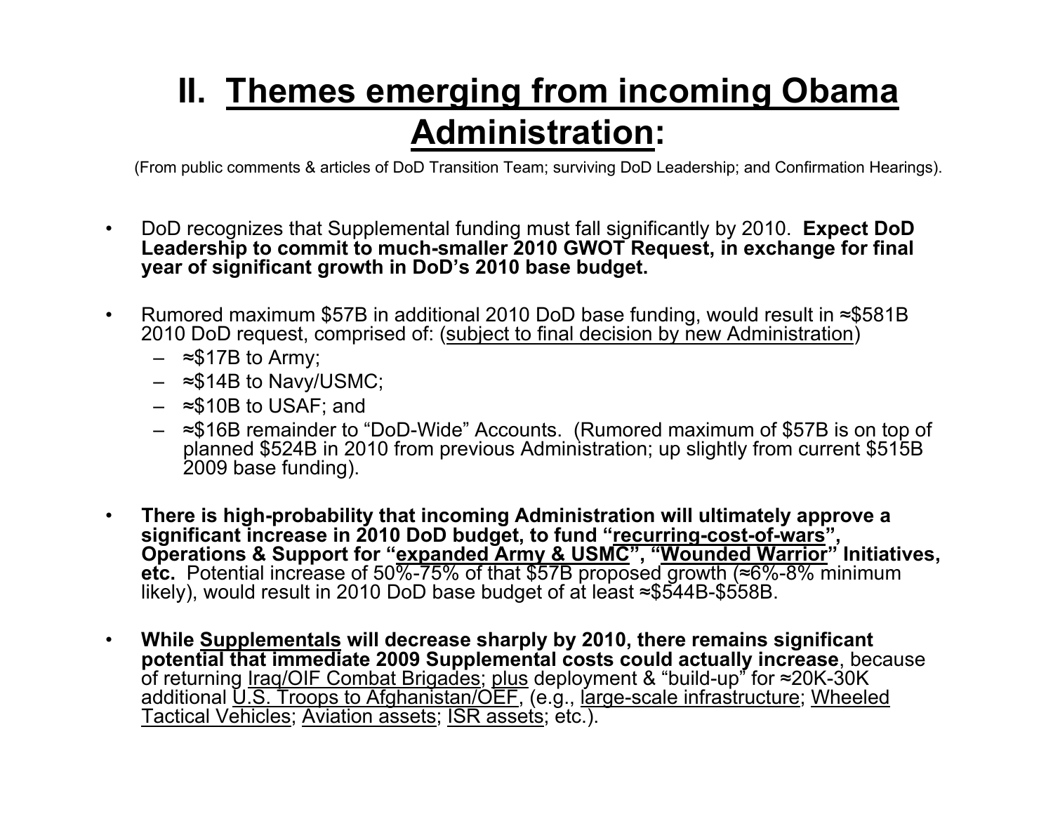# II. Themes emerging from incoming Obama Administration:

(From public comments & articles of DoD Transition Team; surviving DoD Leadership; and Confirmation Hearings).

- DoD recognizes that Supplemental funding must fall significantly by 2010. **Expect DoD Leadership to commit to much-smaller 2010 GWOT Request, in exchange for final year of significant growth in DoD's 2010 base budget.**

- Rumored maximum $57B in additional 2010 DoD base funding, would result in ≈$581B 2010 DoD request, comprised of: (subject to final decision by new Administration)
  - ≈$17B to Army;
  - ≈$14B to Navy/USMC;
  - ≈$10B to USAF; and
  - ≈$16B remainder to "DoD-Wide" Accounts. (Rumored maximum of $57B is on top of planned $524B in 2010 from previous Administration; up slightly from current $515B 2009 base funding).

- **There is high-probability that incoming Administration will ultimately approve a significant increase in 2010 DoD budget, to fund "recurring-cost-of-wars", Operations & Support for "expanded Army & USMC", "Wounded Warrior" Initiatives, etc.** Potential increase of 50%-75% of that $57B proposed growth (≈6%-8% minimum likely), would result in 2010 DoD base budget of at least ≈$544B-$558B.

- **While Supplementals will decrease sharply by 2010, there remains significant potential that immediate 2009 Supplemental costs could actually increase**, because of returning Iraq/OIF Combat Brigades; plus deployment & "build-up" for ≈20K-30K additional U.S. Troops to Afghanistan/OEF, (e.g., large-scale infrastructure; Wheeled Tactical Vehicles; Aviation assets; ISR assets; etc.).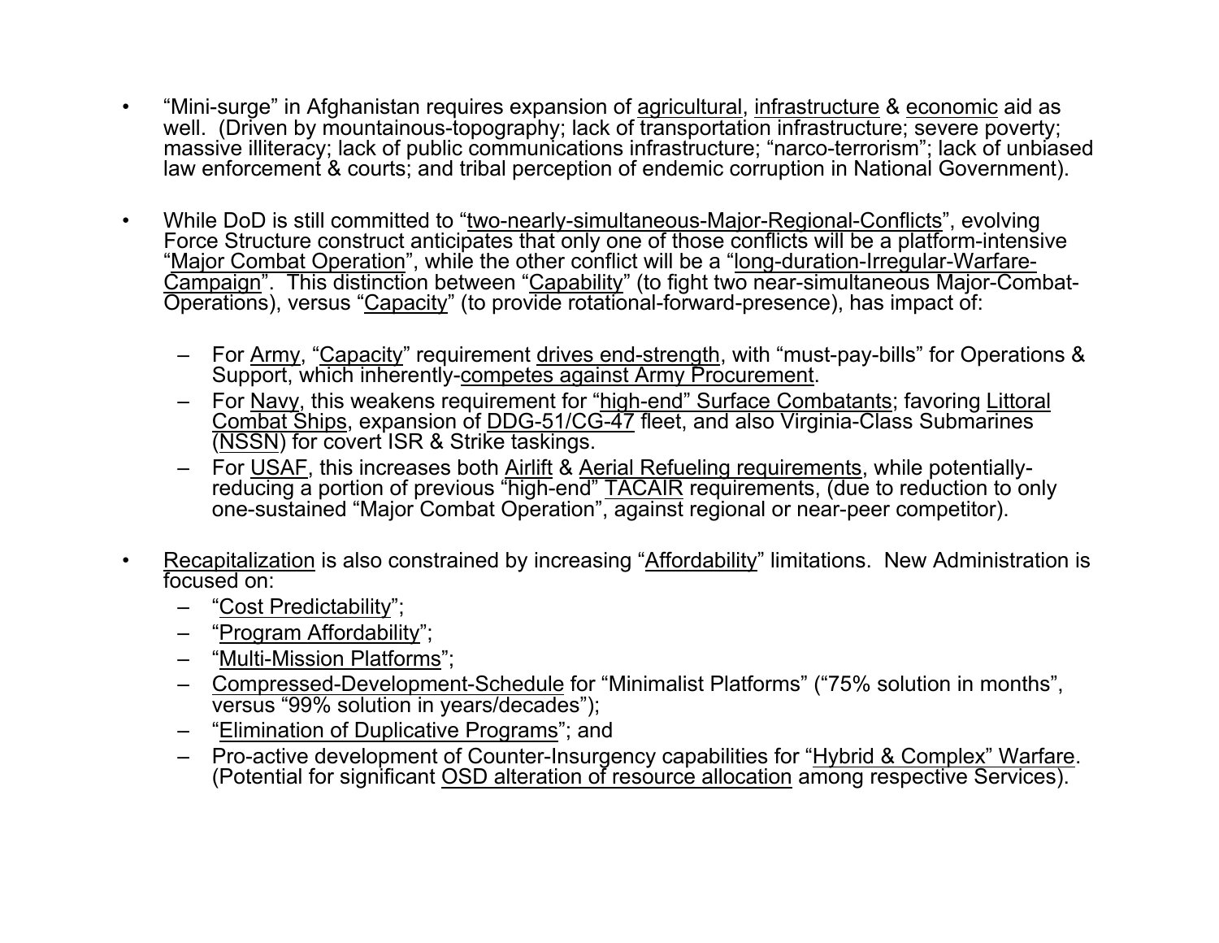- "Mini-surge" in Afghanistan requires expansion of agricultural, infrastructure & economic aid as well. (Driven by mountainous-topography; lack of transportation infrastructure; severe poverty; massive illiteracy; lack of public communications infrastructure; "narco-terrorism"; lack of unbiased law enforcement & courts; and tribal perception of endemic corruption in National Government).

- While DoD is still committed to "two-nearly-simultaneous-Major-Regional-Conflicts", evolving Force Structure construct anticipates that only one of those conflicts will be a platform-intensive "Major Combat Operation", while the other conflict will be a "long-duration-Irregular-Warfare-Campaign". This distinction between "Capability" (to fight two near-simultaneous Major-Combat-Operations), versus "Capacity" (to provide rotational-forward-presence), has impact of:

  - For Army, "Capacity" requirement drives end-strength, with "must-pay-bills" for Operations & Support, which inherently-competes against Army Procurement.
  - For Navy, this weakens requirement for "high-end" Surface Combatants; favoring Littoral Combat Ships, expansion of DDG-51/CG-47 fleet, and also Virginia-Class Submarines (NSSN) for covert ISR & Strike taskings.
  - For USAF, this increases both Airlift & Aerial Refueling requirements, while potentially-reducing a portion of previous "high-end" TACAIR requirements, (due to reduction to only one-sustained "Major Combat Operation", against regional or near-peer competitor).

- Recapitalization is also constrained by increasing "Affordability" limitations. New Administration is focused on:
  - "Cost Predictability";
  - "Program Affordability";
  - "Multi-Mission Platforms";
  - Compressed-Development-Schedule for "Minimalist Platforms" ("75% solution in months", versus "99% solution in years/decades");
  - "Elimination of Duplicative Programs"; and
  - Pro-active development of Counter-Insurgency capabilities for "Hybrid & Complex" Warfare. (Potential for significant OSD alteration of resource allocation among respective Services).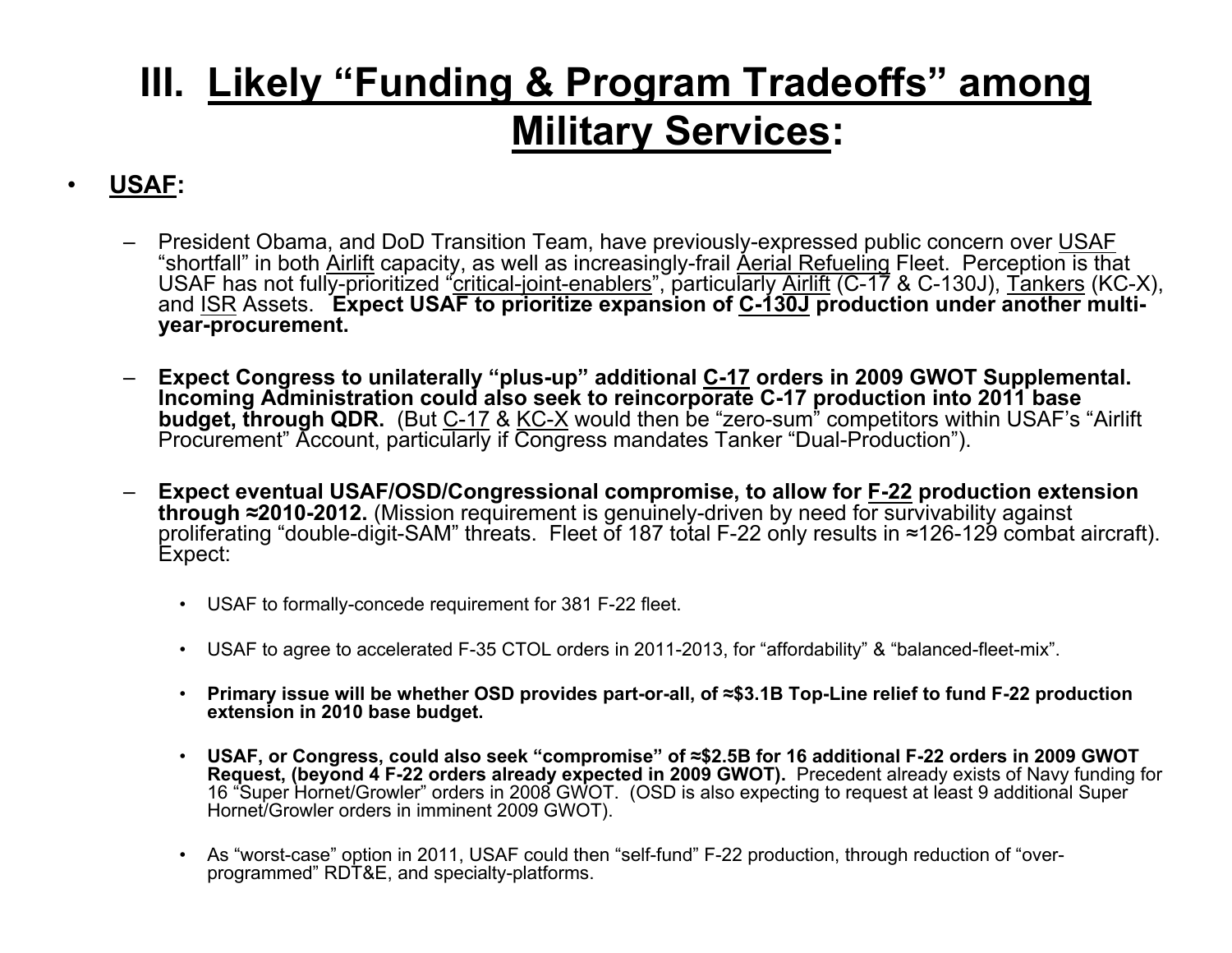# III. Likely "Funding & Program Tradeoffs" among Military Services:

- **USAF:**

  - President Obama, and DoD Transition Team, have previously-expressed public concern over USAF "shortfall" in both Airlift capacity, as well as increasingly-frail Aerial Refueling Fleet. Perception is that USAF has not fully-prioritized "critical-joint-enablers", particularly Airlift (C-17 & C-130J), Tankers (KC-X), and ISR Assets. **Expect USAF to prioritize expansion of C-130J production under another multi-year-procurement.**

  - **Expect Congress to unilaterally "plus-up" additional C-17 orders in 2009 GWOT Supplemental. Incoming Administration could also seek to reincorporate C-17 production into 2011 base budget, through QDR.** (But C-17 & KC-X would then be "zero-sum" competitors within USAF's "Airlift Procurement" Account, particularly if Congress mandates Tanker "Dual-Production").

  - **Expect eventual USAF/OSD/Congressional compromise, to allow for F-22 production extension through ≈2010-2012.** (Mission requirement is genuinely-driven by need for survivability against proliferating "double-digit-SAM" threats. Fleet of 187 total F-22 only results in ≈126-129 combat aircraft). Expect:

    - USAF to formally-concede requirement for 381 F-22 fleet.

    - USAF to agree to accelerated F-35 CTOL orders in 2011-2013, for "affordability" & "balanced-fleet-mix".

    - **Primary issue will be whether OSD provides part-or-all, of ≈$3.1B Top-Line relief to fund F-22 production extension in 2010 base budget.**

    - **USAF, or Congress, could also seek "compromise" of ≈$2.5B for 16 additional F-22 orders in 2009 GWOT Request, (beyond 4 F-22 orders already expected in 2009 GWOT).** Precedent already exists of Navy funding for 16 "Super Hornet/Growler" orders in 2008 GWOT. (OSD is also expecting to request at least 9 additional Super Hornet/Growler orders in imminent 2009 GWOT).

    - As "worst-case" option in 2011, USAF could then "self-fund" F-22 production, through reduction of "over-programmed" RDT&E, and specialty-platforms.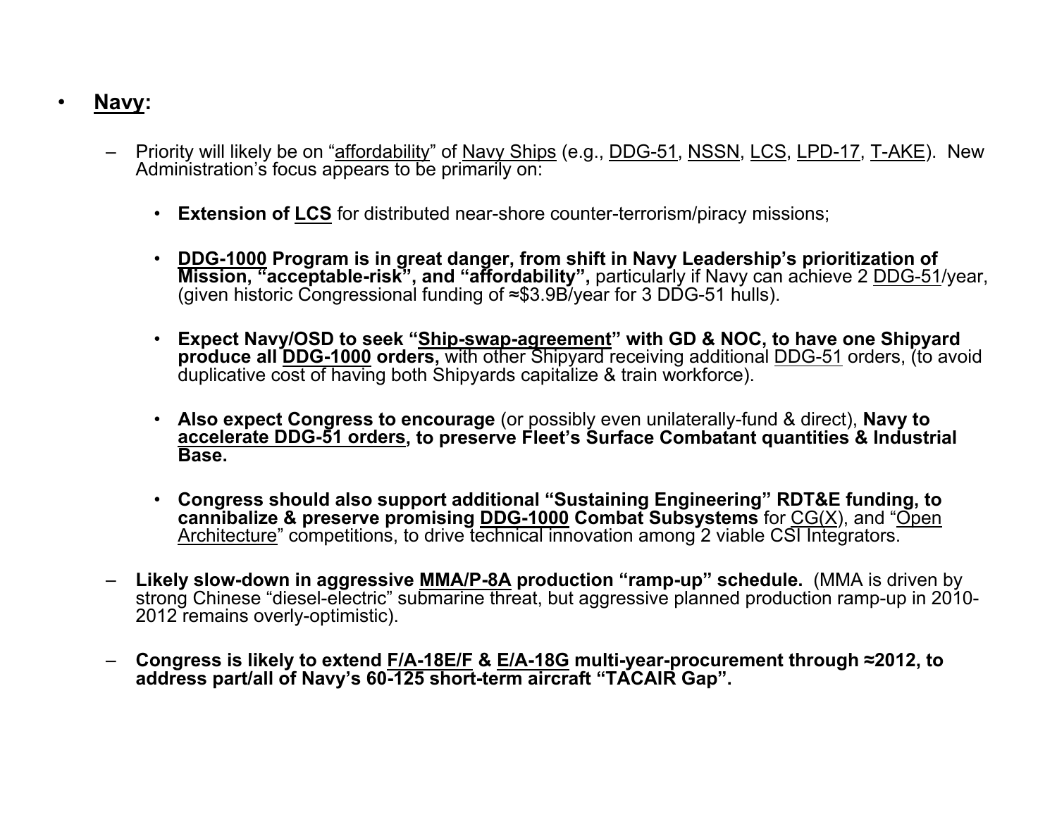- **Navy:**

  - Priority will likely be on "affordability" of Navy Ships (e.g., DDG-51, NSSN, LCS, LPD-17, T-AKE). New Administration's focus appears to be primarily on:

    - **Extension of LCS** for distributed near-shore counter-terrorism/piracy missions;

    - **DDG-1000 Program is in great danger, from shift in Navy Leadership's prioritization of Mission, "acceptable-risk", and "affordability",** particularly if Navy can achieve 2 DDG-51/year, (given historic Congressional funding of ≈$3.9B/year for 3 DDG-51 hulls).

    - **Expect Navy/OSD to seek "Ship-swap-agreement" with GD & NOC, to have one Shipyard produce all DDG-1000 orders,** with other Shipyard receiving additional DDG-51 orders, (to avoid duplicative cost of having both Shipyards capitalize & train workforce).

    - **Also expect Congress to encourage** (or possibly even unilaterally-fund & direct), **Navy to accelerate DDG-51 orders, to preserve Fleet's Surface Combatant quantities & Industrial Base.**

    - **Congress should also support additional "Sustaining Engineering" RDT&E funding, to cannibalize & preserve promising DDG-1000 Combat Subsystems** for CG(X), and "Open Architecture" competitions, to drive technical innovation among 2 viable CSI Integrators.

  - **Likely slow-down in aggressive MMA/P-8A production "ramp-up" schedule.** (MMA is driven by strong Chinese "diesel-electric" submarine threat, but aggressive planned production ramp-up in 2010-2012 remains overly-optimistic).

  - **Congress is likely to extend F/A-18E/F & E/A-18G multi-year-procurement through ≈2012, to address part/all of Navy's 60-125 short-term aircraft "TACAIR Gap".**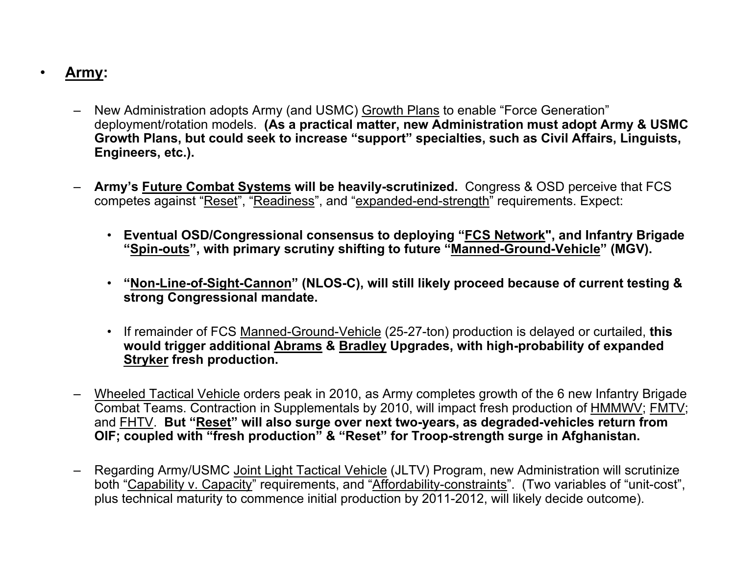- **<u>Army</u>:**

  - New Administration adopts Army (and USMC) <u>Growth Plans</u> to enable "Force Generation" deployment/rotation models. **(As a practical matter, new Administration must adopt Army & USMC Growth Plans, but could seek to increase "support" specialties, such as Civil Affairs, Linguists, Engineers, etc.).**

  - **Army's <u>Future Combat Systems</u> will be heavily-scrutinized.** Congress & OSD perceive that FCS competes against "<u>Reset</u>", "<u>Readiness</u>", and "<u>expanded-end-strength</u>" requirements. Expect:

    - **Eventual OSD/Congressional consensus to deploying "<u>FCS Network</u>", and Infantry Brigade "<u>Spin-outs</u>", with primary scrutiny shifting to future "<u>Manned-Ground-Vehicle</u>" (MGV).**

    - **"<u>Non-Line-of-Sight-Cannon</u>" (NLOS-C), will still likely proceed because of current testing & strong Congressional mandate.**

    - If remainder of FCS <u>Manned-Ground-Vehicle</u> (25-27-ton) production is delayed or curtailed, **this would trigger additional <u>Abrams</u> & <u>Bradley</u> Upgrades, with high-probability of expanded <u>Stryker</u> fresh production.**

  - <u>Wheeled Tactical Vehicle</u> orders peak in 2010, as Army completes growth of the 6 new Infantry Brigade Combat Teams. Contraction in Supplementals by 2010, will impact fresh production of <u>HMMWV</u>; <u>FMTV</u>; and <u>FHTV</u>. **But "<u>Reset</u>" will also surge over next two-years, as degraded-vehicles return from OIF; coupled with "fresh production" & "Reset" for Troop-strength surge in Afghanistan.**

  - Regarding Army/USMC <u>Joint Light Tactical Vehicle</u> (JLTV) Program, new Administration will scrutinize both "<u>Capability v. Capacity</u>" requirements, and "<u>Affordability-constraints</u>". (Two variables of "unit-cost", plus technical maturity to commence initial production by 2011-2012, will likely decide outcome).